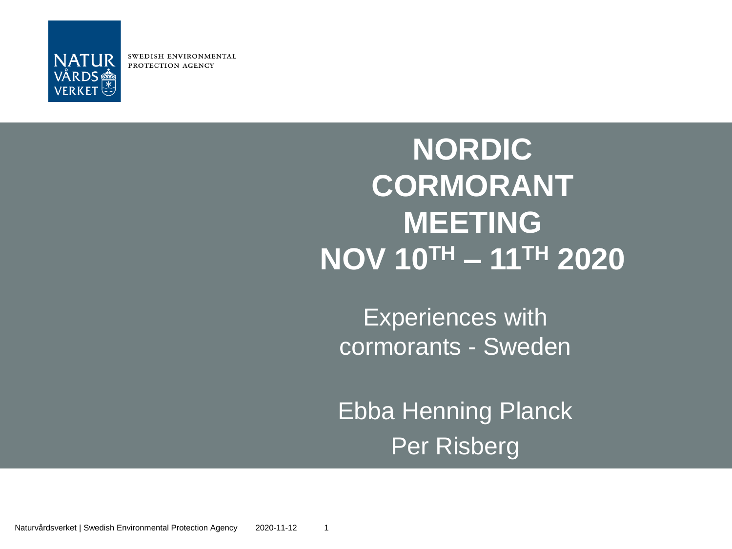NATUR VÅRDS VERKET

SWEDISH ENVIRONMENTAL PROTECTION AGENCY

# NORDIC CORMORANT MEETING NOV 10TH – 11TH 2020

Experiences with cormorants - Sweden

Ebba Henning Planck
Per Risberg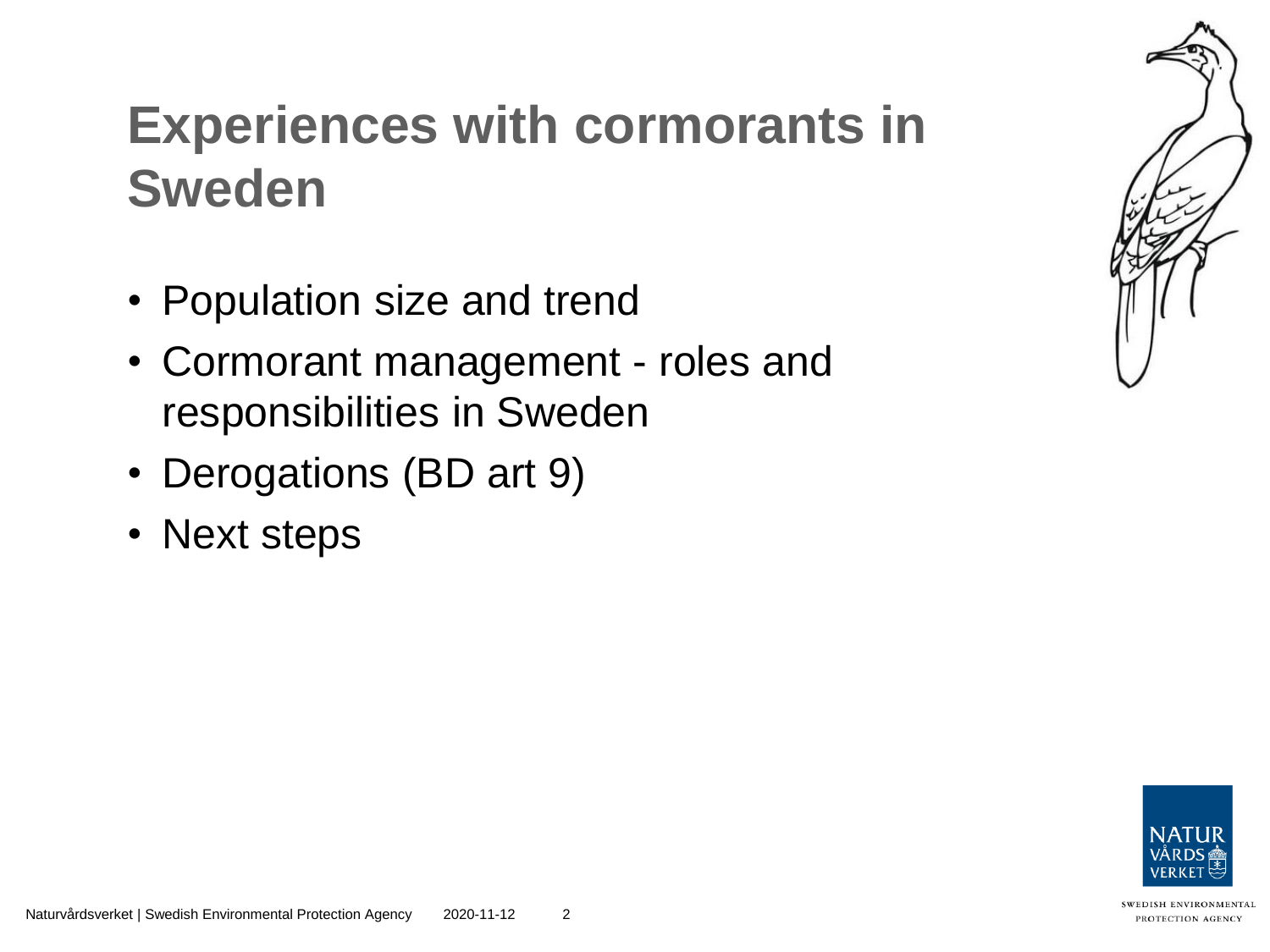# Experiences with cormorants in Sweden

- Population size and trend
- Cormorant management - roles and responsibilities in Sweden
- Derogations (BD art 9)
- Next steps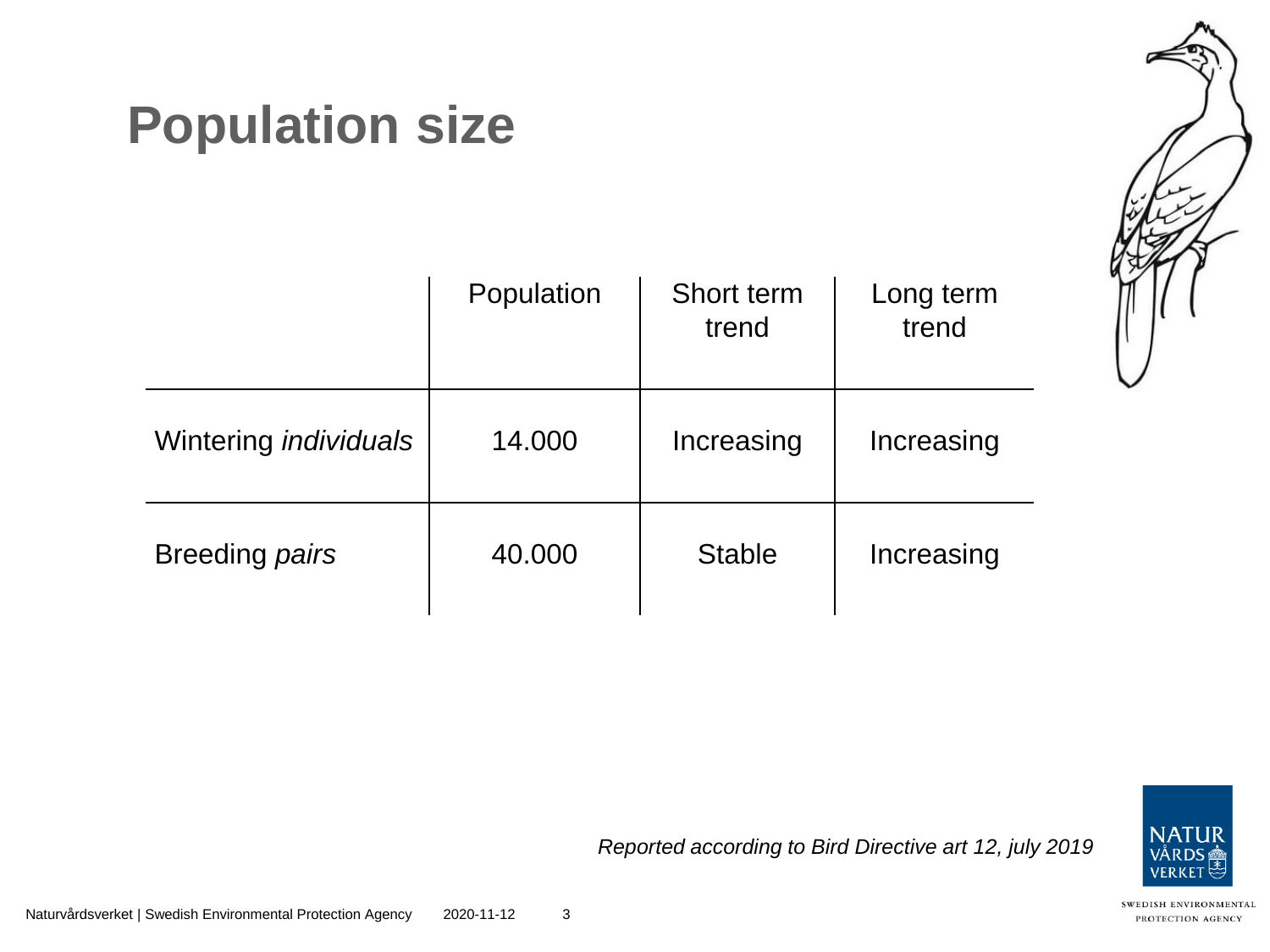# Population size

| | Population | Short term trend | Long term trend |
|---|---|---|---|
| Wintering *individuals* | 14.000 | Increasing | Increasing |
| Breeding *pairs* | 40.000 | Stable | Increasing |

*Reported according to Bird Directive art 12, july 2019*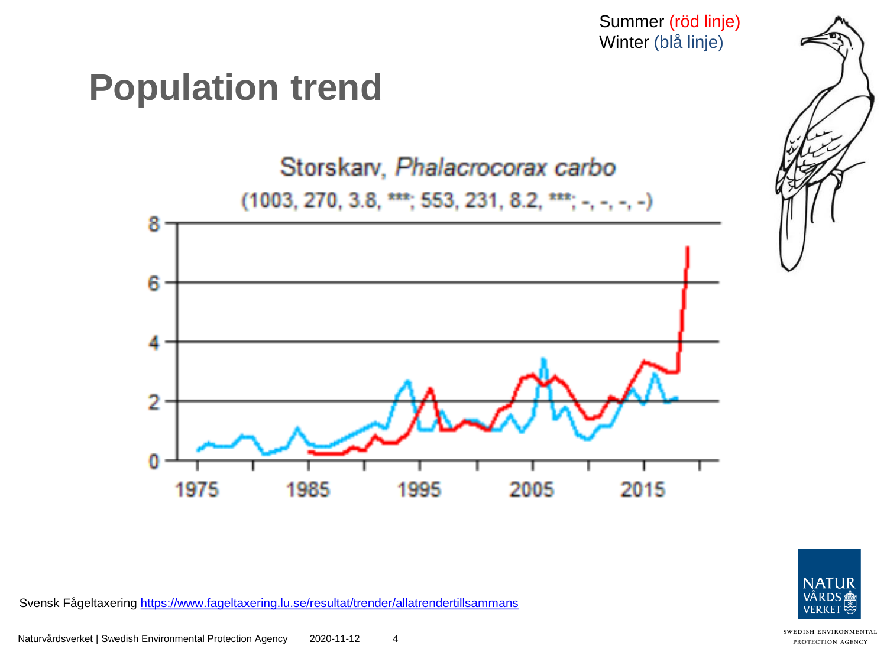Summer (röd linje)
Winter (blå linje)

# Population trend

Storskarv, *Phalacrocorax carbo*

(1003, 270, 3.8, ***; 553, 231, 8.2, ***; -, -, -, -)

Svensk Fågeltaxering https://www.fageltaxering.lu.se/resultat/trender/allatrendertillsammans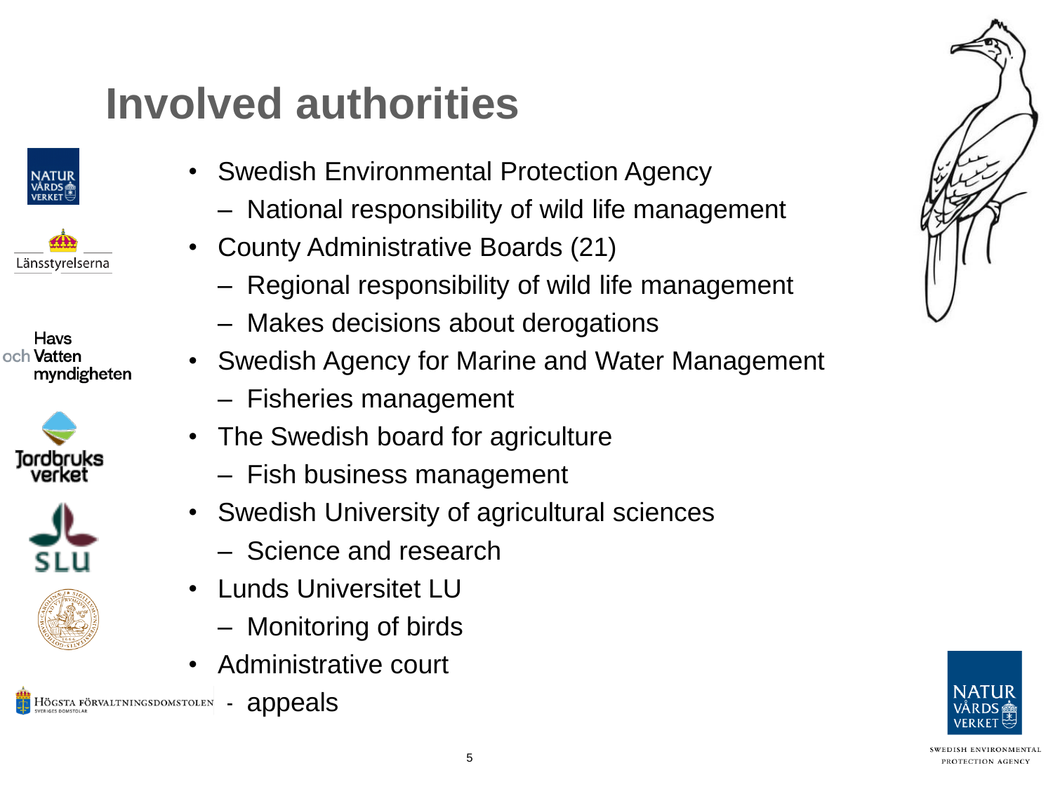# Involved authorities

- Swedish Environmental Protection Agency
  - National responsibility of wild life management
- County Administrative Boards (21)
  - Regional responsibility of wild life management
  - Makes decisions about derogations
- Swedish Agency for Marine and Water Management
  - Fisheries management
- The Swedish board for agriculture
  - Fish business management
- Swedish University of agricultural sciences
  - Science and research
- Lunds Universitet LU
  - Monitoring of birds
- Administrative court
  - appeals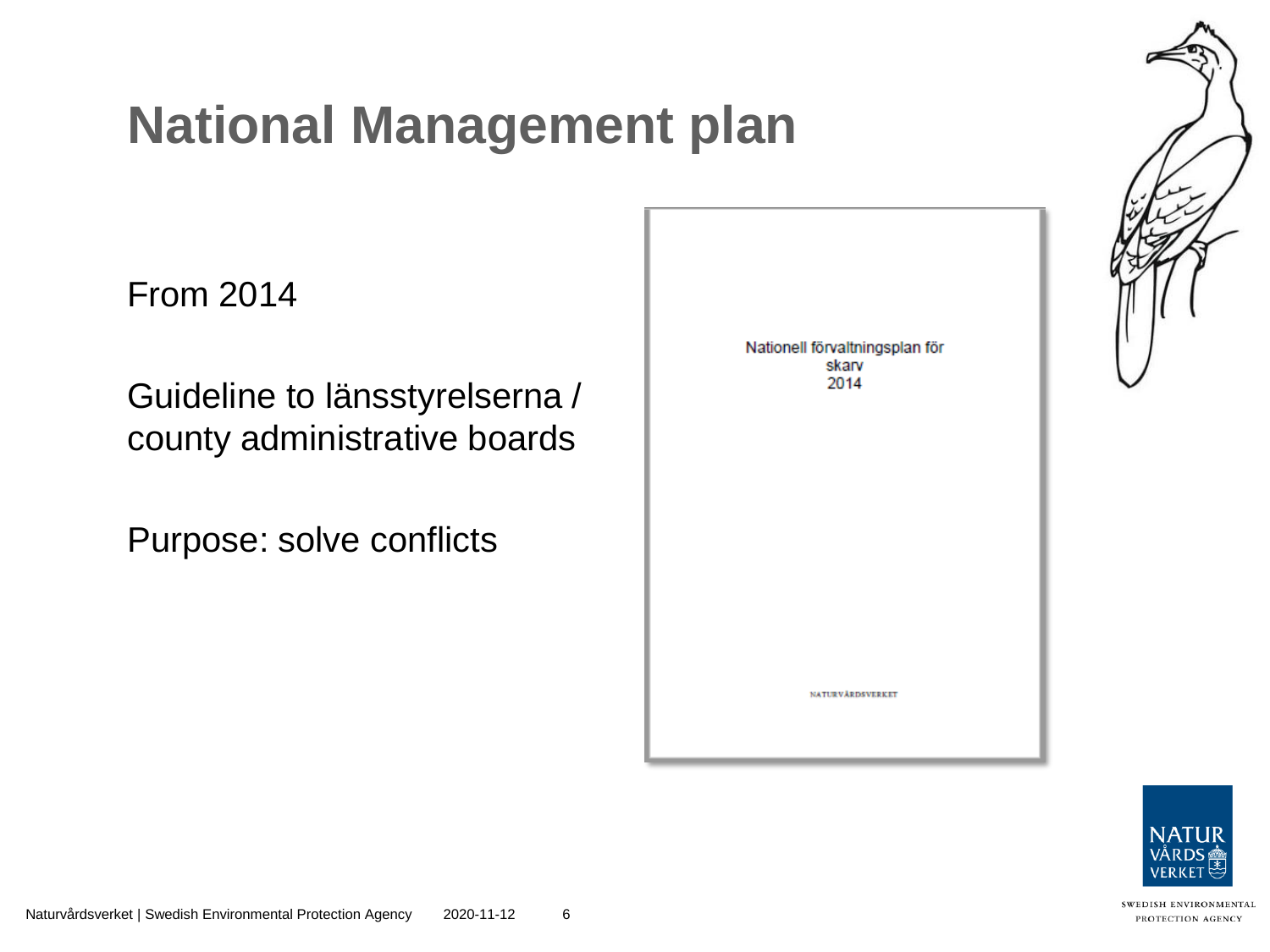# National Management plan

From 2014

Guideline to länsstyrelserna / county administrative boards

Purpose: solve conflicts

Nationell förvaltningsplan för skarv 2014

NATURVÅRDSVERKET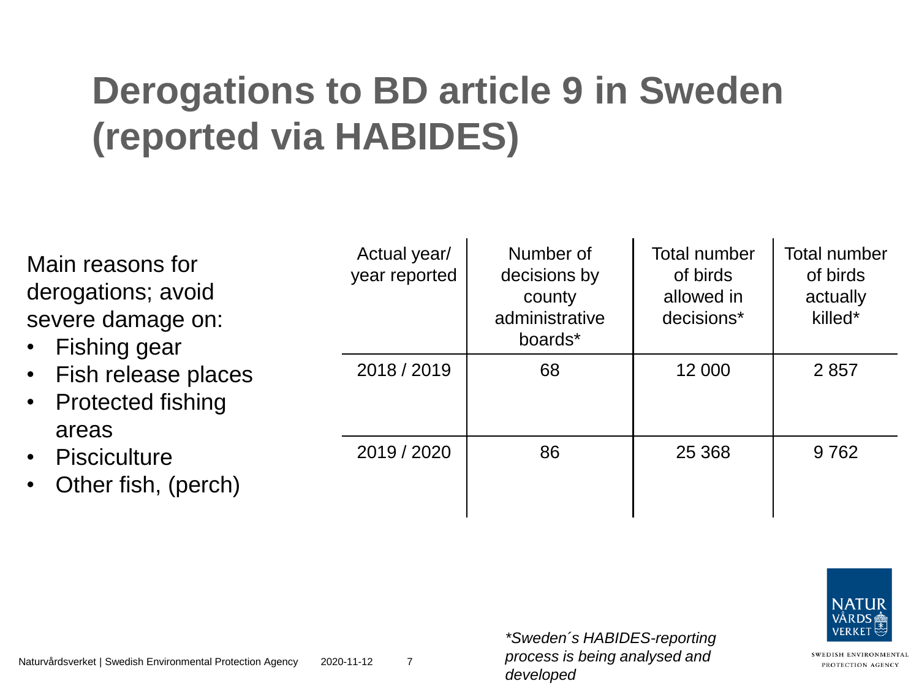# Derogations to BD article 9 in Sweden (reported via HABIDES)

Main reasons for derogations; avoid severe damage on:

- Fishing gear
- Fish release places
- Protected fishing areas
- Pisciculture
- Other fish, (perch)

| Actual year/ year reported | Number of decisions by county administrative boards* | Total number of birds allowed in decisions* | Total number of birds actually killed* |
|---|---|---|---|
| 2018 / 2019 | 68 | 12 000 | 2 857 |
| 2019 / 2020 | 86 | 25 368 | 9 762 |

*\*Sweden´s HABIDES-reporting process is being analysed and developed*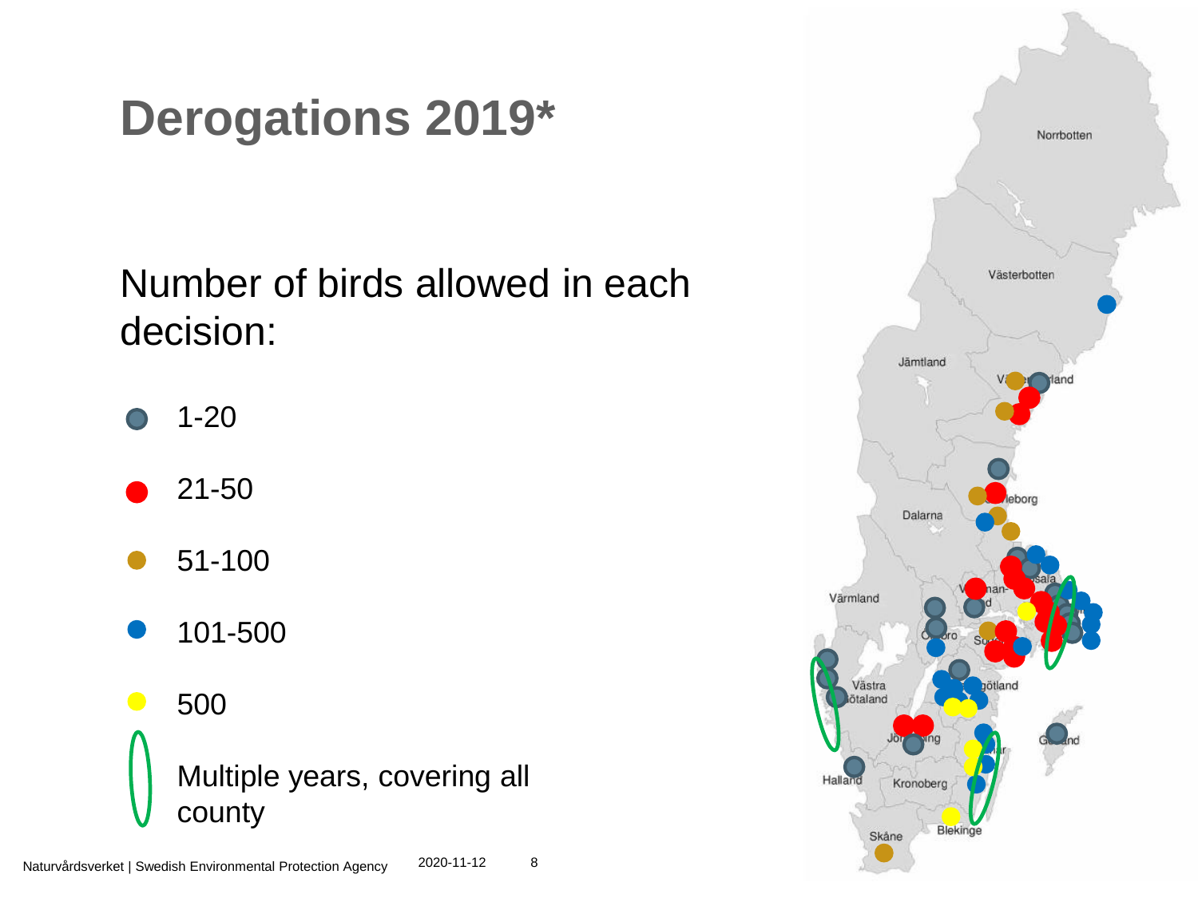# Derogations 2019*

Number of birds allowed in each decision:

- 1-20
- 21-50
- 51-100
- 101-500
- 500
- Multiple years, covering all county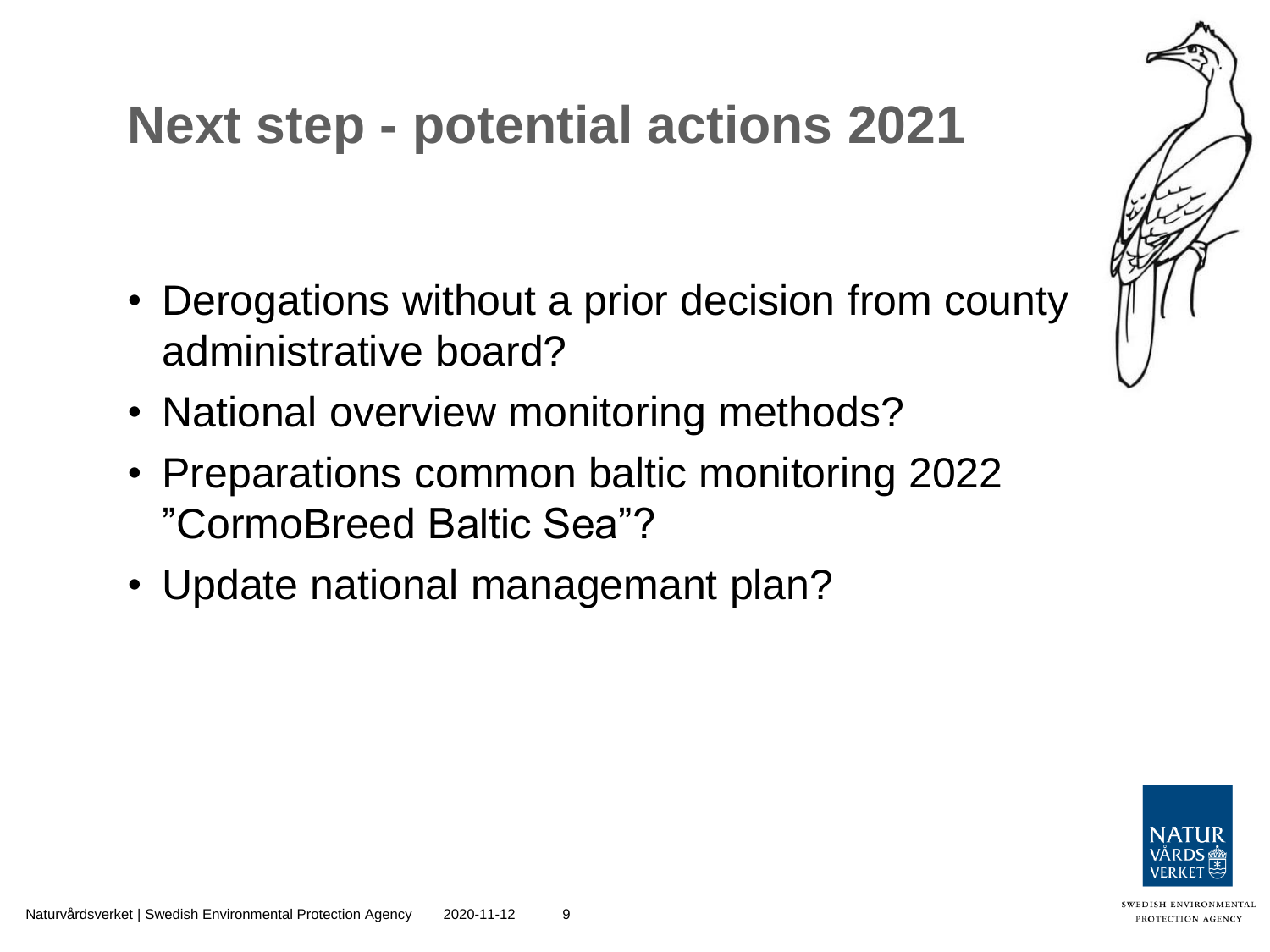# Next step - potential actions 2021

- Derogations without a prior decision from county administrative board?
- National overview monitoring methods?
- Preparations common baltic monitoring 2022 ”CormoBreed Baltic Sea”?
- Update national managemant plan?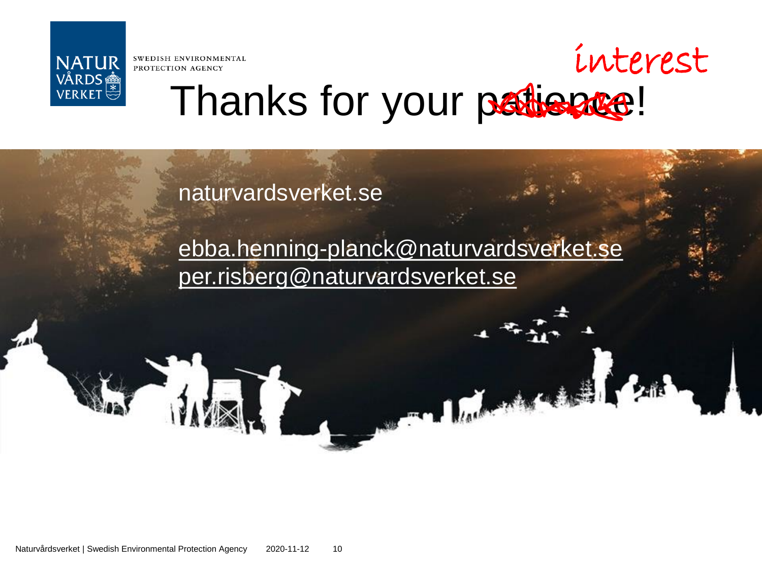# Thanks for your ~~patience~~ interest!

naturvardsverket.se

ebba.henning-planck@naturvardsverket.se
per.risberg@naturvardsverket.se